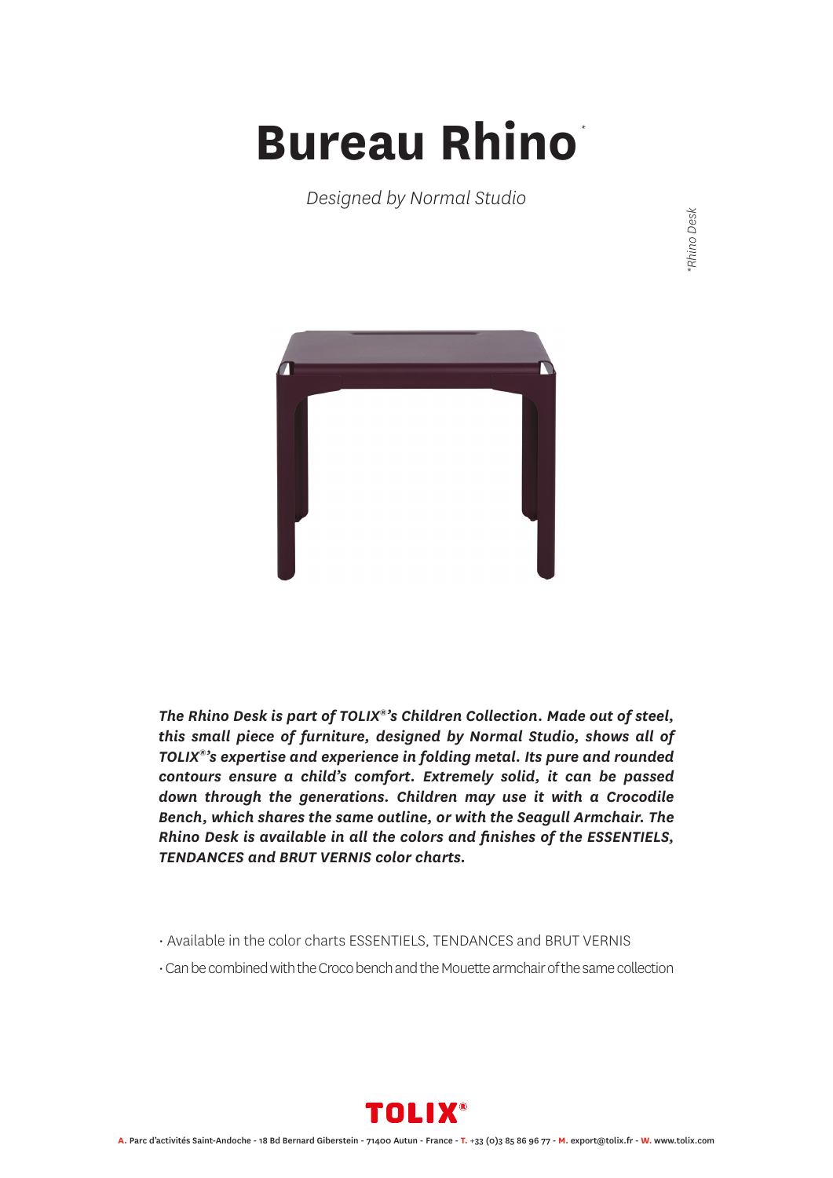# Bureau Rhino*

*Designed by Normal Studio*

*Rhino Desk

***The Rhino Desk is part of TOLIX®'s Children Collection. Made out of steel, this small piece of furniture, designed by Normal Studio, shows all of TOLIX®'s expertise and experience in folding metal. Its pure and rounded contours ensure a child's comfort. Extremely solid, it can be passed down through the generations. Children may use it with a Crocodile Bench, which shares the same outline, or with the Seagull Armchair. The Rhino Desk is available in all the colors and finishes of the ESSENTIELS, TENDANCES and BRUT VERNIS color charts.***

- Available in the color charts ESSENTIELS, TENDANCES and BRUT VERNIS
- Can be combined with the Croco bench and the Mouette armchair of the same collection

TOLIX®

**A.** Parc d'activités Saint-Andoche - 18 Bd Bernard Giberstein - 71400 Autun - France - **T.** +33 (0)3 85 86 96 77 - **M.** export@tolix.fr - **W.** www.tolix.com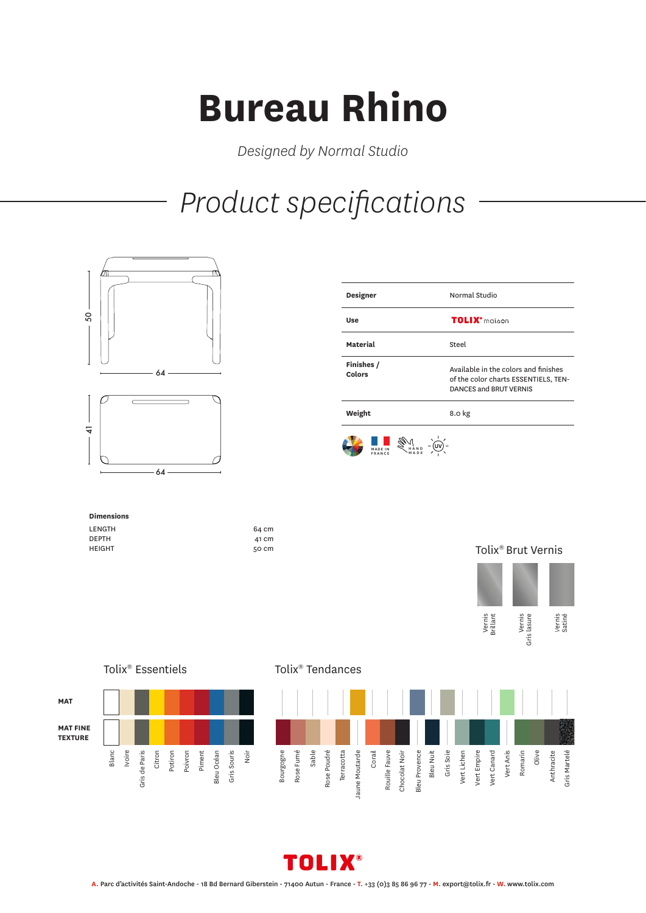# Bureau Rhino

*Designed by Normal Studio*

## *Product specifications*

50

64

41

64

| | |
|---|---|
| **Designer** | Normal Studio |
| **Use** | TOLIX® maison |
| **Material** | Steel |
| **Finishes / Colors** | Available in the colors and finishes of the color charts ESSENTIELS, TENDANCES and BRUT VERNIS |
| **Weight** | 8.0 kg |

MADE IN FRANCE · HAND MADE · UV

**Dimensions**

| | |
|---|---|
| LENGTH | 64 cm |
| DEPTH | 41 cm |
| HEIGHT | 50 cm |

### Tolix® Brut Vernis

Vernis Brillant · Vernis Gris lasure · Vernis Satiné

### Tolix® Essentiels

MAT / MAT FINE TEXTURE

Blanc · Ivoire · Gris de Paris · Citron · Potiron · Poivron · Piment · Bleu Océan · Gris Souris · Noir

### Tolix® Tendances

Bourgogne · Rose Fumé · Sable · Rose Poudré · Terracotta · Jaune Moutarde · Corail · Rouille Fauve · Chocolat Noir · Bleu Provence · Bleu Nuit · Gris Soie · Vert Lichen · Vert Empire · Vert Canard · Vert Anis · Romarin · Olive · Anthracite · Gris Martelé

**TOLIX®**

**A.** Parc d'activités Saint-Andoche - 18 Bd Bernard Giberstein - 71400 Autun - France - **T.** +33 (0)3 85 86 96 77 - **M.** export@tolix.fr - **W.** www.tolix.com